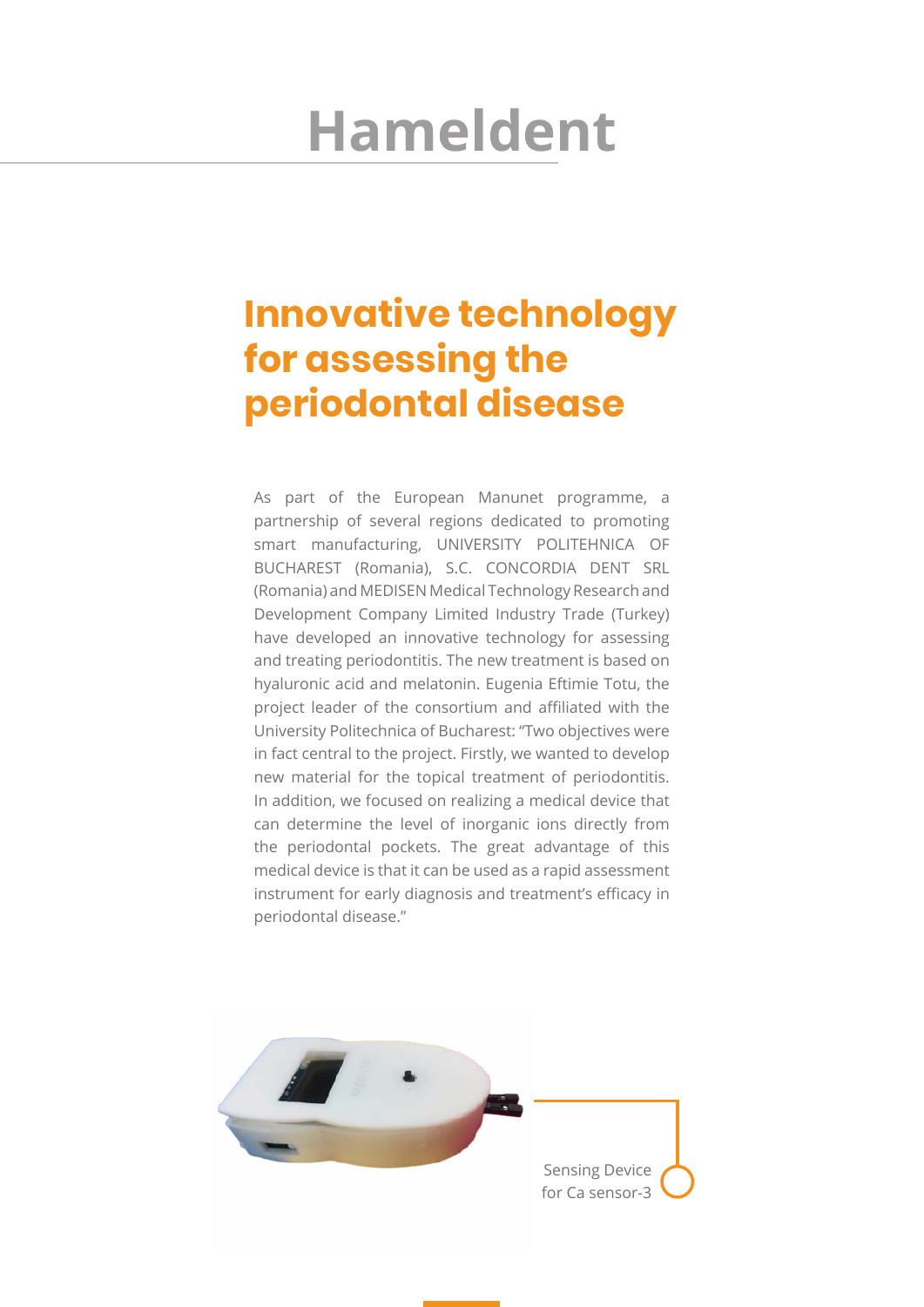# Hameldent

## Innovative technology for assessing the periodontal disease

As part of the European Manunet programme, a partnership of several regions dedicated to promoting smart manufacturing, UNIVERSITY POLITEHNICA OF BUCHAREST (Romania), S.C. CONCORDIA DENT SRL (Romania) and MEDISEN Medical Technology Research and Development Company Limited Industry Trade (Turkey) have developed an innovative technology for assessing and treating periodontitis. The new treatment is based on hyaluronic acid and melatonin. Eugenia Eftimie Totu, the project leader of the consortium and affiliated with the University Politechnica of Bucharest: "Two objectives were in fact central to the project. Firstly, we wanted to develop new material for the topical treatment of periodontitis. In addition, we focused on realizing a medical device that can determine the level of inorganic ions directly from the periodontal pockets. The great advantage of this medical device is that it can be used as a rapid assessment instrument for early diagnosis and treatment's efficacy in periodontal disease."

Sensing Device for Ca sensor-3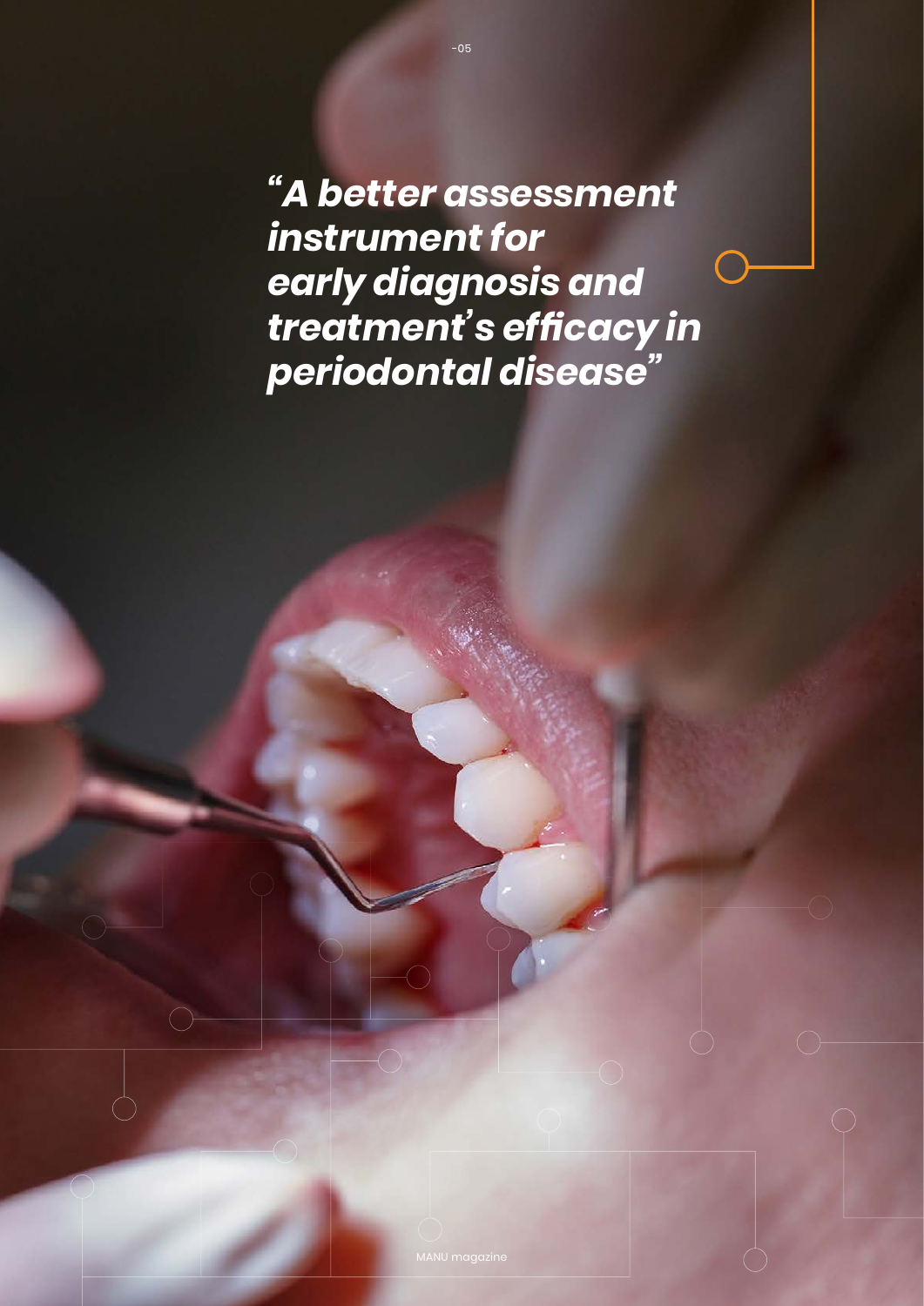***"A better assessment instrument for early diagnosis and treatment's efficacy in periodontal disease"***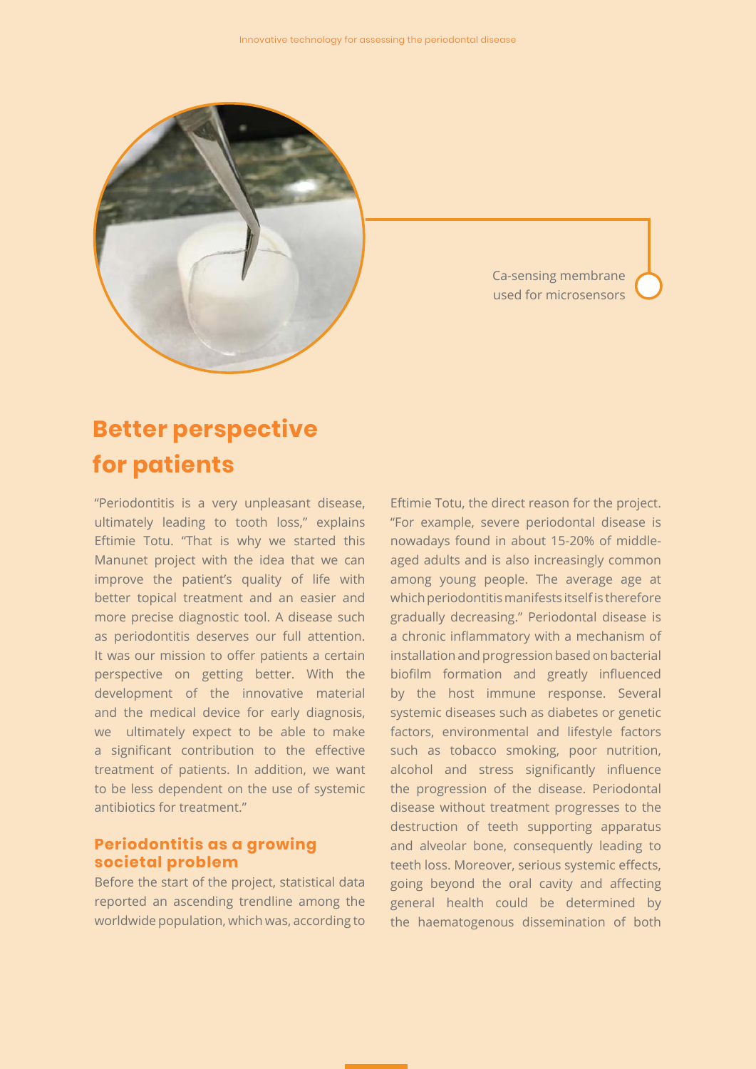Ca-sensing membrane used for microsensors

## Better perspective for patients

"Periodontitis is a very unpleasant disease, ultimately leading to tooth loss," explains Eftimie Totu. "That is why we started this Manunet project with the idea that we can improve the patient's quality of life with better topical treatment and an easier and more precise diagnostic tool. A disease such as periodontitis deserves our full attention. It was our mission to offer patients a certain perspective on getting better. With the development of the innovative material and the medical device for early diagnosis, we ultimately expect to be able to make a significant contribution to the effective treatment of patients. In addition, we want to be less dependent on the use of systemic antibiotics for treatment."

### Periodontitis as a growing societal problem

Before the start of the project, statistical data reported an ascending trendline among the worldwide population, which was, according to Eftimie Totu, the direct reason for the project. "For example, severe periodontal disease is nowadays found in about 15-20% of middle-aged adults and is also increasingly common among young people. The average age at which periodontitis manifests itself is therefore gradually decreasing." Periodontal disease is a chronic inflammatory with a mechanism of installation and progression based on bacterial biofilm formation and greatly influenced by the host immune response. Several systemic diseases such as diabetes or genetic factors, environmental and lifestyle factors such as tobacco smoking, poor nutrition, alcohol and stress significantly influence the progression of the disease. Periodontal disease without treatment progresses to the destruction of teeth supporting apparatus and alveolar bone, consequently leading to teeth loss. Moreover, serious systemic effects, going beyond the oral cavity and affecting general health could be determined by the haematogenous dissemination of both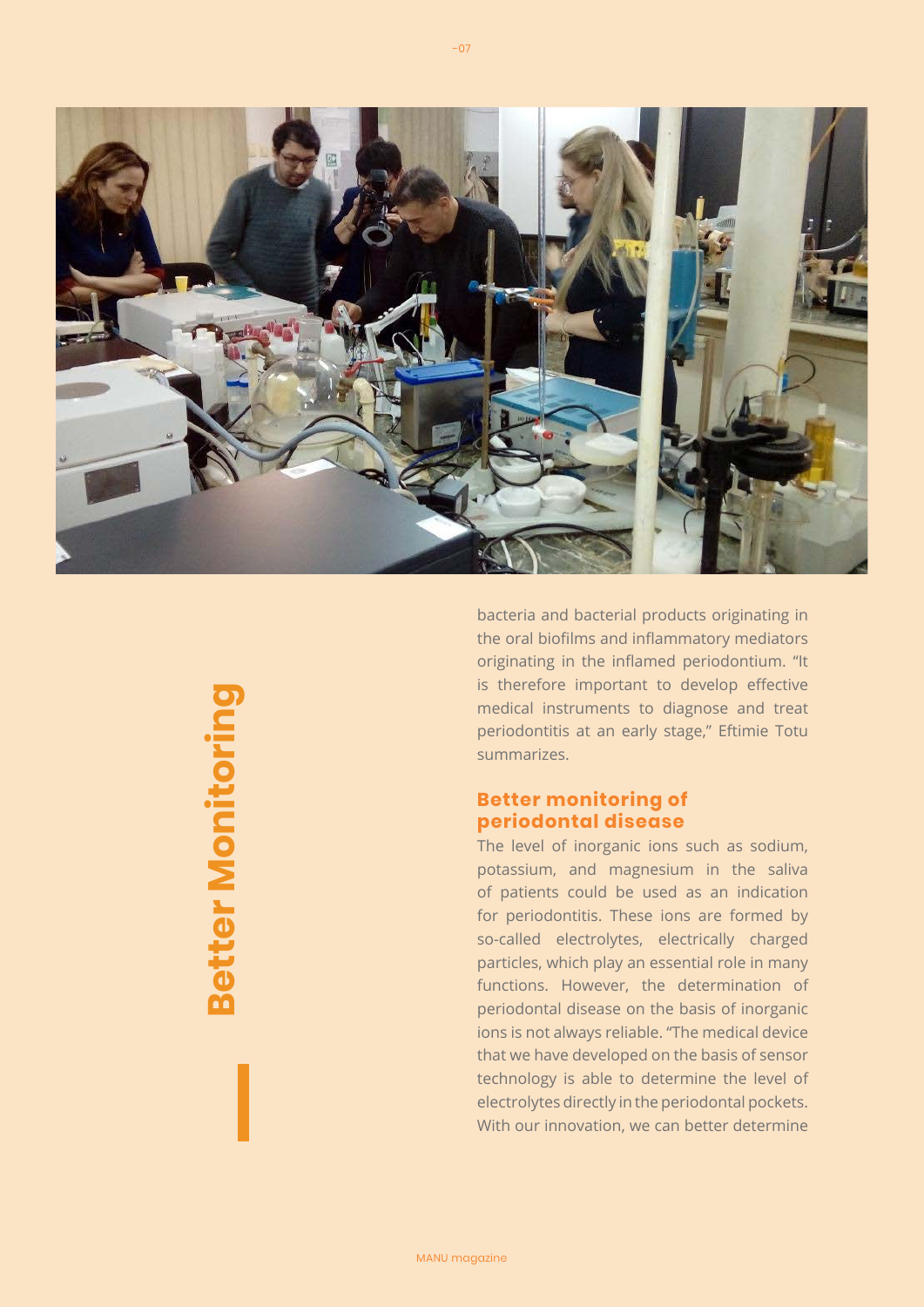**Better Monitoring**

bacteria and bacterial products originating in the oral biofilms and inflammatory mediators originating in the inflamed periodontium. "It is therefore important to develop effective medical instruments to diagnose and treat periodontitis at an early stage," Eftimie Totu summarizes.

## Better monitoring of periodontal disease

The level of inorganic ions such as sodium, potassium, and magnesium in the saliva of patients could be used as an indication for periodontitis. These ions are formed by so-called electrolytes, electrically charged particles, which play an essential role in many functions. However, the determination of periodontal disease on the basis of inorganic ions is not always reliable. "The medical device that we have developed on the basis of sensor technology is able to determine the level of electrolytes directly in the periodontal pockets. With our innovation, we can better determine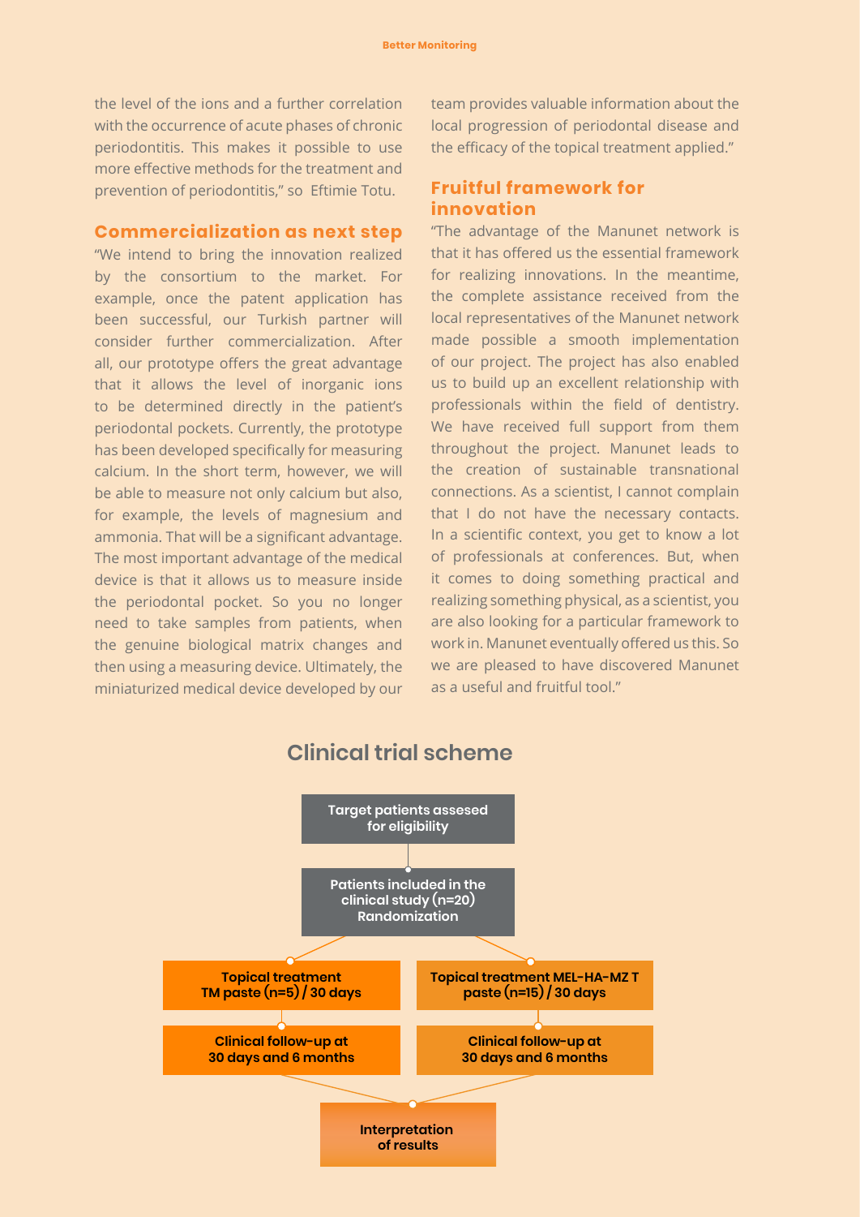the level of the ions and a further correlation with the occurrence of acute phases of chronic periodontitis. This makes it possible to use more effective methods for the treatment and prevention of periodontitis," so Eftimie Totu.

## Commercialization as next step

"We intend to bring the innovation realized by the consortium to the market. For example, once the patent application has been successful, our Turkish partner will consider further commercialization. After all, our prototype offers the great advantage that it allows the level of inorganic ions to be determined directly in the patient's periodontal pockets. Currently, the prototype has been developed specifically for measuring calcium. In the short term, however, we will be able to measure not only calcium but also, for example, the levels of magnesium and ammonia. That will be a significant advantage. The most important advantage of the medical device is that it allows us to measure inside the periodontal pocket. So you no longer need to take samples from patients, when the genuine biological matrix changes and then using a measuring device. Ultimately, the miniaturized medical device developed by our team provides valuable information about the local progression of periodontal disease and the efficacy of the topical treatment applied."

## Fruitful framework for innovation

"The advantage of the Manunet network is that it has offered us the essential framework for realizing innovations. In the meantime, the complete assistance received from the local representatives of the Manunet network made possible a smooth implementation of our project. The project has also enabled us to build up an excellent relationship with professionals within the field of dentistry. We have received full support from them throughout the project. Manunet leads to the creation of sustainable transnational connections. As a scientist, I cannot complain that I do not have the necessary contacts. In a scientific context, you get to know a lot of professionals at conferences. But, when it comes to doing something practical and realizing something physical, as a scientist, you are also looking for a particular framework to work in. Manunet eventually offered us this. So we are pleased to have discovered Manunet as a useful and fruitful tool."

## Clinical trial scheme

**Target patients assesed for eligibility**

↓

**Patients included in the clinical study (n=20) Randomization**

↓

| Arm 1 | Arm 2 |
|---|---|
| **Topical treatment TM paste (n=5) / 30 days** | **Topical treatment MEL-HA-MZ T paste (n=15) / 30 days** |
| **Clinical follow-up at 30 days and 6 months** | **Clinical follow-up at 30 days and 6 months** |

↓

**Interpretation of results**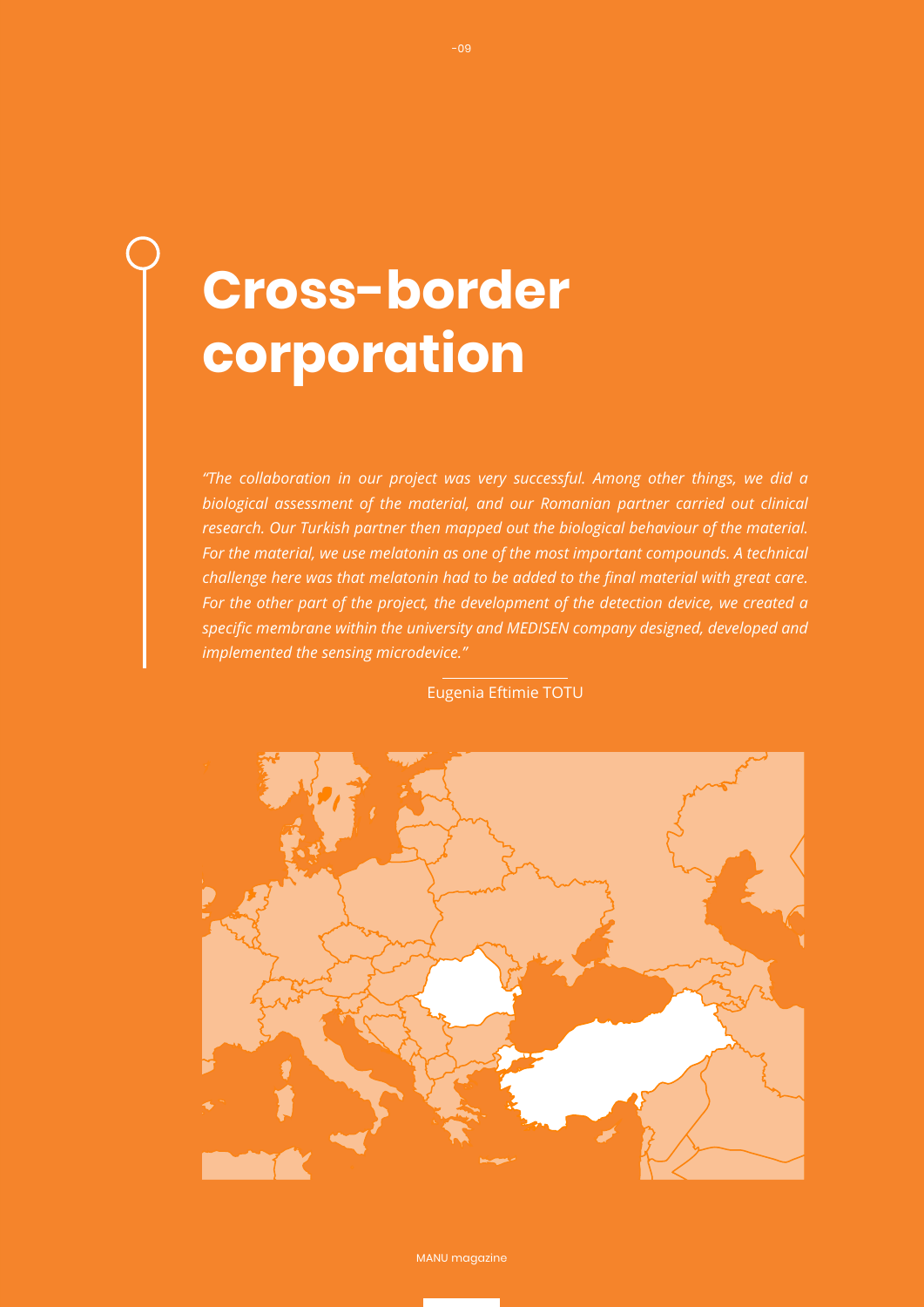# Cross-border corporation

*"The collaboration in our project was very successful. Among other things, we did a biological assessment of the material, and our Romanian partner carried out clinical research. Our Turkish partner then mapped out the biological behaviour of the material. For the material, we use melatonin as one of the most important compounds. A technical challenge here was that melatonin had to be added to the final material with great care. For the other part of the project, the development of the detection device, we created a specific membrane within the university and MEDISEN company designed, developed and implemented the sensing microdevice."*

Eugenia Eftimie TOTU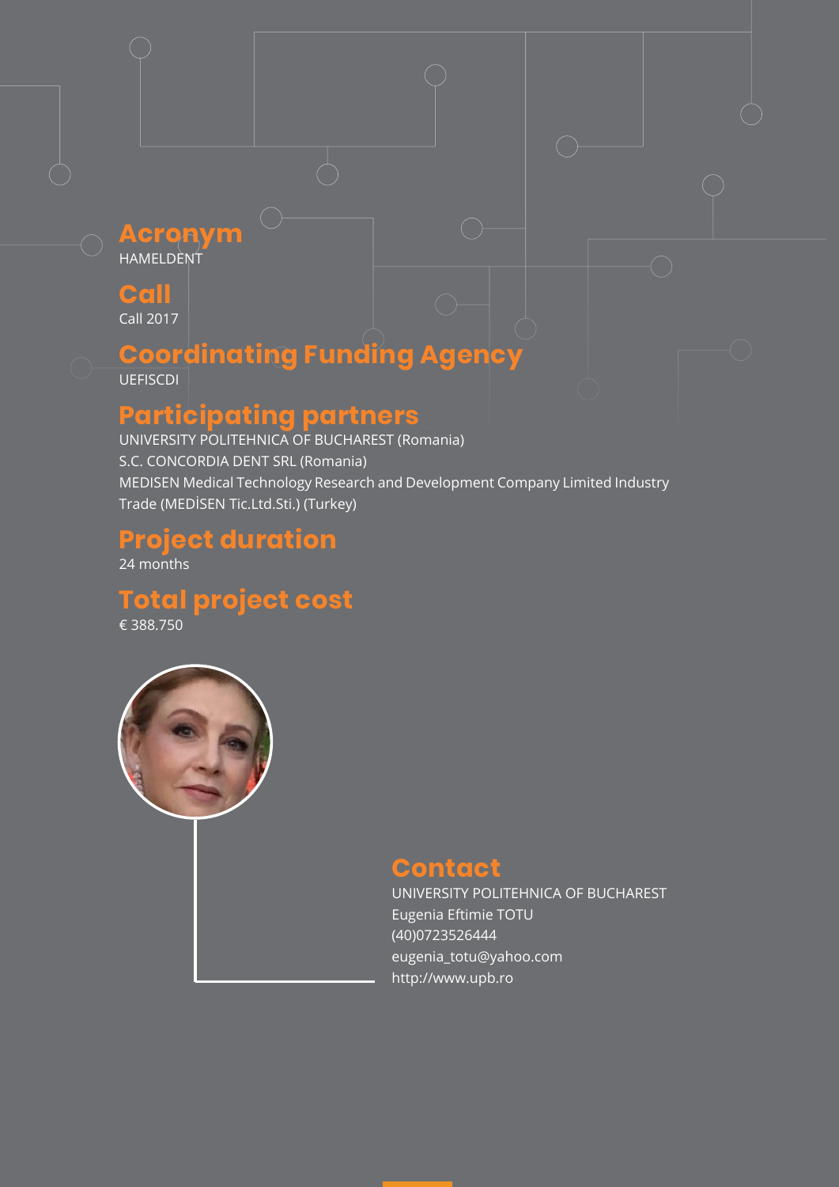## Acronym
HAMELDENT

## Call
Call 2017

## Coordinating Funding Agency
UEFISCDI

## Participating partners
UNIVERSITY POLITEHNICA OF BUCHAREST (Romania)
S.C. CONCORDIA DENT SRL (Romania)
MEDISEN Medical Technology Research and Development Company Limited Industry Trade (MEDİSEN Tic.Ltd.Sti.) (Turkey)

## Project duration
24 months

## Total project cost
€ 388.750

## Contact
UNIVERSITY POLITEHNICA OF BUCHAREST
Eugenia Eftimie TOTU
(40)0723526444
eugenia_totu@yahoo.com
http://www.upb.ro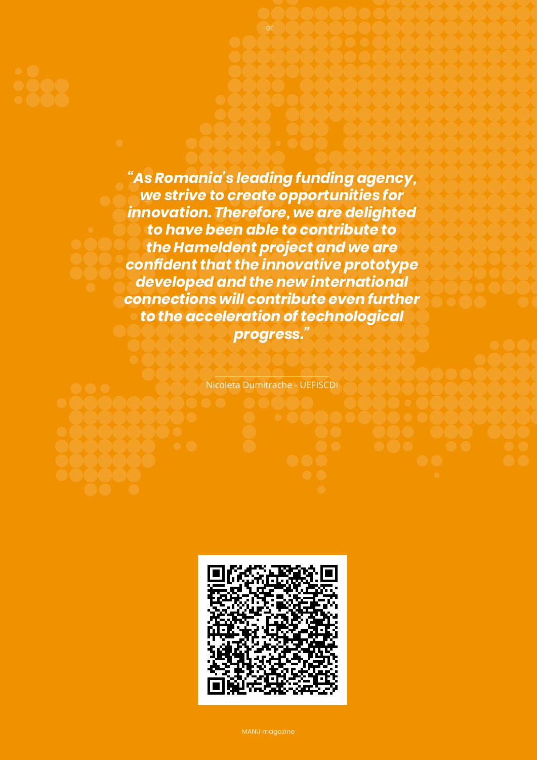***"As Romania's leading funding agency, we strive to create opportunities for innovation. Therefore, we are delighted to have been able to contribute to the HamelDent project and we are confident that the innovative prototype developed and the new international connections will contribute even further to the acceleration of technological progress."***

Nicoleta Dumitrache - UEFISCDI